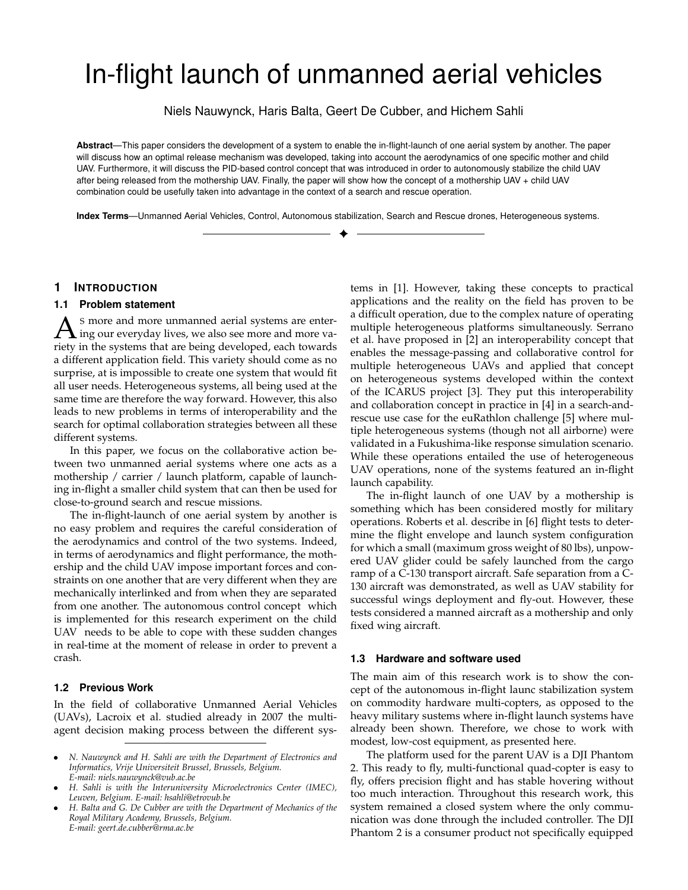# In-flight launch of unmanned aerial vehicles

Niels Nauwynck, Haris Balta, Geert De Cubber, and Hichem Sahli

**Abstract**—This paper considers the development of a system to enable the in-flight-launch of one aerial system by another. The paper will discuss how an optimal release mechanism was developed, taking into account the aerodynamics of one specific mother and child UAV. Furthermore, it will discuss the PID-based control concept that was introduced in order to autonomously stabilize the child UAV after being released from the mothership UAV. Finally, the paper will show how the concept of a mothership UAV + child UAV combination could be usefully taken into advantage in the context of a search and rescue operation.

**Index Terms**—Unmanned Aerial Vehicles, Control, Autonomous stabilization, Search and Rescue drones, Heterogeneous systems.

---

## 1 Introduction

### 1.1 Problem statement

As more and more unmanned aerial systems are entering our everyday lives, we also see more and more variety in the systems that are being developed, each towards a different application field. This variety should come as no surprise, at is impossible to create one system that would fit all user needs. Heterogeneous systems, all being used at the same time are therefore the way forward. However, this also leads to new problems in terms of interoperability and the search for optimal collaboration strategies between all these different systems.

In this paper, we focus on the collaborative action between two unmanned aerial systems where one acts as a mothership / carrier / launch platform, capable of launching in-flight a smaller child system that can then be used for close-to-ground search and rescue missions.

The in-flight-launch of one aerial system by another is no easy problem and requires the careful consideration of the aerodynamics and control of the two systems. Indeed, in terms of aerodynamics and flight performance, the mothership and the child UAV impose important forces and constraints on one another that are very different when they are mechanically interlinked and from when they are separated from one another. The autonomous control concept which is implemented for this research experiment on the child UAV needs to be able to cope with these sudden changes in real-time at the moment of release in order to prevent a crash.

### 1.2 Previous Work

In the field of collaborative Unmanned Aerial Vehicles (UAVs), Lacroix et al. studied already in 2007 the multi-agent decision making process between the different systems in [1]. However, taking these concepts to practical applications and the reality on the field has proven to be a difficult operation, due to the complex nature of operating multiple heterogeneous platforms simultaneously. Serrano et al. have proposed in [2] an interoperability concept that enables the message-passing and collaborative control for multiple heterogeneous UAVs and applied that concept on heterogeneous systems developed within the context of the ICARUS project [3]. They put this interoperability and collaboration concept in practice in [4] in a search-and-rescue use case for the euRathlon challenge [5] where multiple heterogeneous systems (though not all airborne) were validated in a Fukushima-like response simulation scenario. While these operations entailed the use of heterogeneous UAV operations, none of the systems featured an in-flight launch capability.

The in-flight launch of one UAV by a mothership is something which has been considered mostly for military operations. Roberts et al. describe in [6] flight tests to determine the flight envelope and launch system configuration for which a small (maximum gross weight of 80 lbs), unpowered UAV glider could be safely launched from the cargo ramp of a C-130 transport aircraft. Safe separation from a C-130 aircraft was demonstrated, as well as UAV stability for successful wings deployment and fly-out. However, these tests considered a manned aircraft as a mothership and only fixed wing aircraft.

### 1.3 Hardware and software used

The main aim of this research work is to show the concept of the autonomous in-flight launc stabilization system on commodity hardware multi-copters, as opposed to the heavy military sustems where in-flight launch systems have already been shown. Therefore, we chose to work with modest, low-cost equipment, as presented here.

The platform used for the parent UAV is a DJI Phantom 2. This ready to fly, multi-functional quad-copter is easy to fly, offers precision flight and has stable hovering without too much interaction. Throughout this research work, this system remained a closed system where the only communication was done through the included controller. The DJI Phantom 2 is a consumer product not specifically equipped

- *N. Nauwynck and H. Sahli are with the Department of Electronics and Informatics, Vrije Universiteit Brussel, Brussels, Belgium. E-mail: niels.nauwynck@vub.ac.be*
- *H. Sahli is with the Interuniversity Microelectronics Center (IMEC), Leuven, Belgium. E-mail: hsahli@etrovub.be*
- *H. Balta and G. De Cubber are with the Department of Mechanics of the Royal Military Academy, Brussels, Belgium. E-mail: geert.de.cubber@rma.ac.be*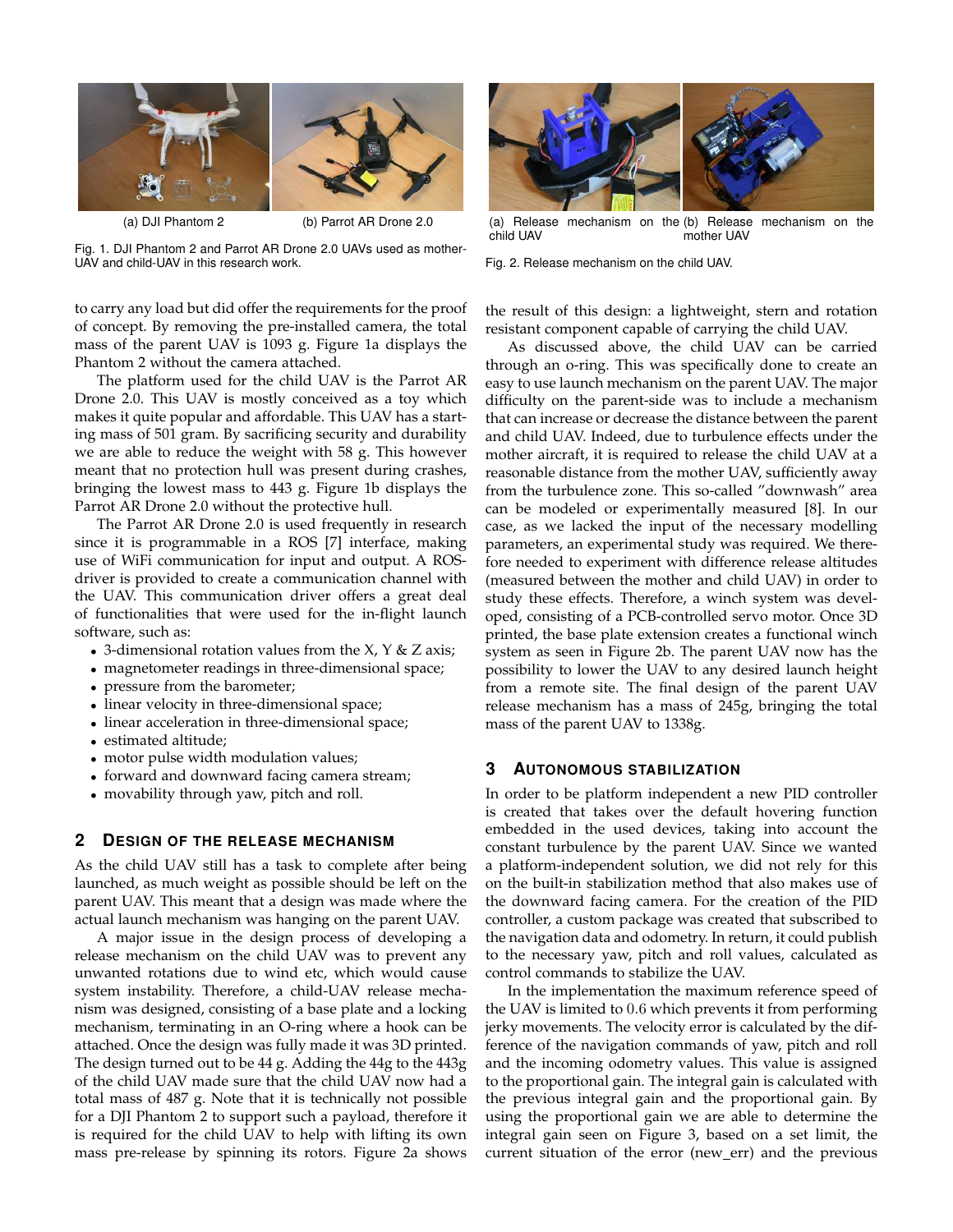(a) DJI Phantom 2

(b) Parrot AR Drone 2.0

Fig. 1. DJI Phantom 2 and Parrot AR Drone 2.0 UAVs used as mother-UAV and child-UAV in this research work.

(a) Release mechanism on the child UAV

(b) Release mechanism on the mother UAV

Fig. 2. Release mechanism on the child UAV.

to carry any load but did offer the requirements for the proof of concept. By removing the pre-installed camera, the total mass of the parent UAV is 1093 g. Figure 1a displays the Phantom 2 without the camera attached.

The platform used for the child UAV is the Parrot AR Drone 2.0. This UAV is mostly conceived as a toy which makes it quite popular and affordable. This UAV has a starting mass of 501 gram. By sacrificing security and durability we are able to reduce the weight with 58 g. This however meant that no protection hull was present during crashes, bringing the lowest mass to 443 g. Figure 1b displays the Parrot AR Drone 2.0 without the protective hull.

The Parrot AR Drone 2.0 is used frequently in research since it is programmable in a ROS [7] interface, making use of WiFi communication for input and output. A ROS-driver is provided to create a communication channel with the UAV. This communication driver offers a great deal of functionalities that were used for the in-flight launch software, such as:

- 3-dimensional rotation values from the X, Y & Z axis;
- magnetometer readings in three-dimensional space;
- pressure from the barometer;
- linear velocity in three-dimensional space;
- linear acceleration in three-dimensional space;
- estimated altitude;
- motor pulse width modulation values;
- forward and downward facing camera stream;
- movability through yaw, pitch and roll.

## 2 Design of the Release Mechanism

As the child UAV still has a task to complete after being launched, as much weight as possible should be left on the parent UAV. This meant that a design was made where the actual launch mechanism was hanging on the parent UAV.

A major issue in the design process of developing a release mechanism on the child UAV was to prevent any unwanted rotations due to wind etc, which would cause system instability. Therefore, a child-UAV release mechanism was designed, consisting of a base plate and a locking mechanism, terminating in an O-ring where a hook can be attached. Once the design was fully made it was 3D printed. The design turned out to be 44 g. Adding the 44g to the 443g of the child UAV made sure that the child UAV now had a total mass of 487 g. Note that it is technically not possible for a DJI Phantom 2 to support such a payload, therefore it is required for the child UAV to help with lifting its own mass pre-release by spinning its rotors. Figure 2a shows the result of this design: a lightweight, stern and rotation resistant component capable of carrying the child UAV.

As discussed above, the child UAV can be carried through an o-ring. This was specifically done to create an easy to use launch mechanism on the parent UAV. The major difficulty on the parent-side was to include a mechanism that can increase or decrease the distance between the parent and child UAV. Indeed, due to turbulence effects under the mother aircraft, it is required to release the child UAV at a reasonable distance from the mother UAV, sufficiently away from the turbulence zone. This so-called "downwash" area can be modeled or experimentally measured [8]. In our case, as we lacked the input of the necessary modelling parameters, an experimental study was required. We therefore needed to experiment with difference release altitudes (measured between the mother and child UAV) in order to study these effects. Therefore, a winch system was developed, consisting of a PCB-controlled servo motor. Once 3D printed, the base plate extension creates a functional winch system as seen in Figure 2b. The parent UAV now has the possibility to lower the UAV to any desired launch height from a remote site. The final design of the parent UAV release mechanism has a mass of 245g, bringing the total mass of the parent UAV to 1338g.

## 3 Autonomous Stabilization

In order to be platform independent a new PID controller is created that takes over the default hovering function embedded in the used devices, taking into account the constant turbulence by the parent UAV. Since we wanted a platform-independent solution, we did not rely for this on the built-in stabilization method that also makes use of the downward facing camera. For the creation of the PID controller, a custom package was created that subscribed to the navigation data and odometry. In return, it could publish to the necessary yaw, pitch and roll values, calculated as control commands to stabilize the UAV.

In the implementation the maximum reference speed of the UAV is limited to $0.6$ which prevents it from performing jerky movements. The velocity error is calculated by the difference of the navigation commands of yaw, pitch and roll and the incoming odometry values. This value is assigned to the proportional gain. The integral gain is calculated with the previous integral gain and the proportional gain. By using the proportional gain we are able to determine the integral gain seen on Figure 3, based on a set limit, the current situation of the error (new_err) and the previous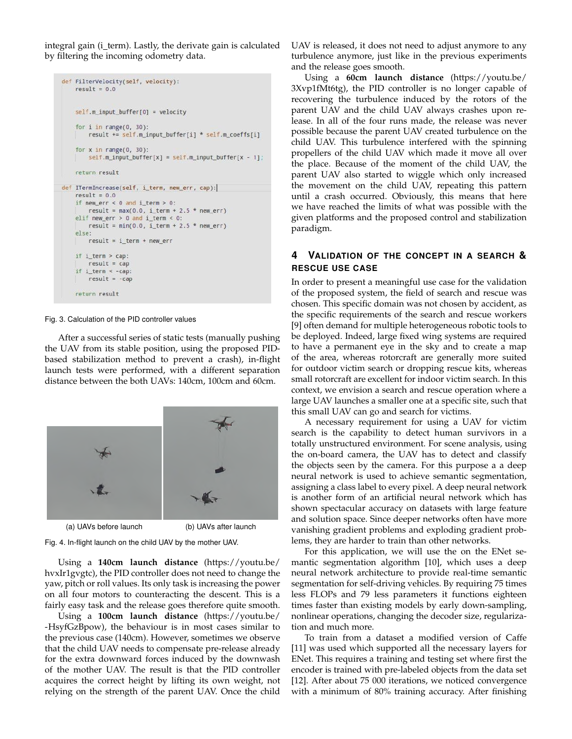integral gain (i_term). Lastly, the derivate gain is calculated by filtering the incoming odometry data.

```
def FilterVelocity(self, velocity):
    result = 0.0


    self.m_input_buffer[0] = velocity

    for i in range(0, 30):
        result += self.m_input_buffer[i] * self.m_coeffs[i]

    for x in range(0, 30):
        self.m_input_buffer[x] = self.m_input_buffer[x - 1];

    return result

def ITermIncrease(self, i_term, new_err, cap):
    result = 0.0
    if new_err < 0 and i_term > 0:
        result = max(0.0, i_term + 2.5 * new_err)
    elif new_err > 0 and i_term < 0:
        result = min(0.0, i_term + 2.5 * new_err)
    else:
        result = i_term + new_err

    if i_term > cap:
        result = cap
    if i_term < -cap:
        result = -cap

    return result
```

Fig. 3. Calculation of the PID controller values

After a successful series of static tests (manually pushing the UAV from its stable position, using the proposed PID-based stabilization method to prevent a crash), in-flight launch tests were performed, with a different separation distance between the both UAVs: 140cm, 100cm and 60cm.

(a) UAVs before launch

(b) UAVs after launch

Fig. 4. In-flight launch on the child UAV by the mother UAV.

Using a **140cm launch distance** (https://youtu.be/hvxIr1gvgtc), the PID controller does not need to change the yaw, pitch or roll values. Its only task is increasing the power on all four motors to counteracting the descent. This is a fairly easy task and the release goes therefore quite smooth.

Using a **100cm launch distance** (https://youtu.be/-HsyfGzBpow), the behaviour is in most cases similar to the previous case (140cm). However, sometimes we observe that the child UAV needs to compensate pre-release already for the extra downward forces induced by the downwash of the mother UAV. The result is that the PID controller acquires the correct height by lifting its own weight, not relying on the strength of the parent UAV. Once the child UAV is released, it does not need to adjust anymore to any turbulence anymore, just like in the previous experiments and the release goes smooth.

Using a **60cm launch distance** (https://youtu.be/3Xvp1fMt6tg), the PID controller is no longer capable of recovering the turbulence induced by the rotors of the parent UAV and the child UAV always crashes upon release. In all of the four runs made, the release was never possible because the parent UAV created turbulence on the child UAV. This turbulence interfered with the spinning propellers of the child UAV which made it move all over the place. Because of the moment of the child UAV, the parent UAV also started to wiggle which only increased the movement on the child UAV, repeating this pattern until a crash occurred. Obviously, this means that here we have reached the limits of what was possible with the given platforms and the proposed control and stabilization paradigm.

## 4 Validation of the concept in a search & rescue use case

In order to present a meaningful use case for the validation of the proposed system, the field of search and rescue was chosen. This specific domain was not chosen by accident, as the specific requirements of the search and rescue workers [9] often demand for multiple heterogeneous robotic tools to be deployed. Indeed, large fixed wing systems are required to have a permanent eye in the sky and to create a map of the area, whereas rotorcraft are generally more suited for outdoor victim search or dropping rescue kits, whereas small rotorcraft are excellent for indoor victim search. In this context, we envision a search and rescue operation where a large UAV launches a smaller one at a specific site, such that this small UAV can go and search for victims.

A necessary requirement for using a UAV for victim search is the capability to detect human survivors in a totally unstructured environment. For scene analysis, using the on-board camera, the UAV has to detect and classify the objects seen by the camera. For this purpose a a deep neural network is used to achieve semantic segmentation, assigning a class label to every pixel. A deep neural network is another form of an artificial neural network which has shown spectacular accuracy on datasets with large feature and solution space. Since deeper networks often have more vanishing gradient problems and exploding gradient problems, they are harder to train than other networks.

For this application, we will use the on the ENet semantic segmentation algorithm [10], which uses a deep neural network architecture to provide real-time semantic segmentation for self-driving vehicles. By requiring 75 times less FLOPs and 79 less parameters it functions eighteen times faster than existing models by early down-sampling, nonlinear operations, changing the decoder size, regularization and much more.

To train from a dataset a modified version of Caffe [11] was used which supported all the necessary layers for ENet. This requires a training and testing set where first the encoder is trained with pre-labeled objects from the data set [12]. After about 75 000 iterations, we noticed convergence with a minimum of 80% training accuracy. After finishing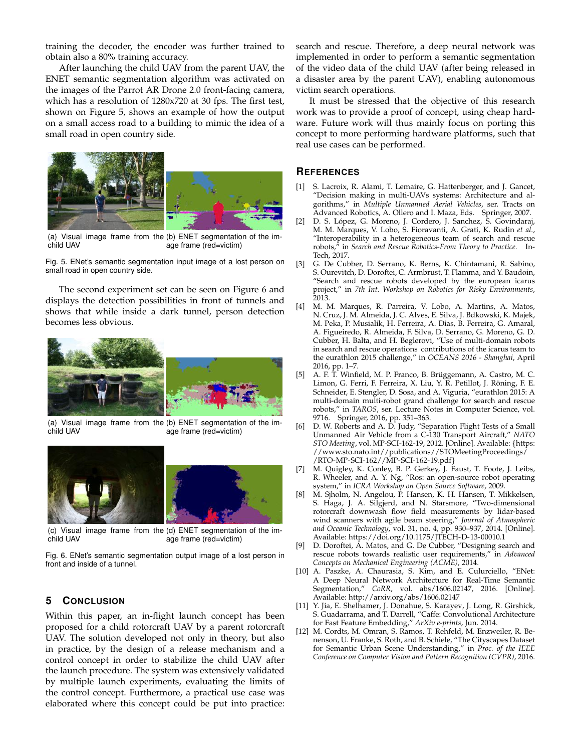training the decoder, the encoder was further trained to obtain also a 80% training accuracy.

After launching the child UAV from the parent UAV, the ENET semantic segmentation algorithm was activated on the images of the Parrot AR Drone 2.0 front-facing camera, which has a resolution of 1280x720 at 30 fps. The first test, shown on Figure 5, shows an example of how the output on a small access road to a building to mimic the idea of a small road in open country side.

(a) Visual image frame from the child UAV

(b) ENET segmentation of the image frame (red=victim)

Fig. 5. ENet's semantic segmentation input image of a lost person on small road in open country side.

The second experiment set can be seen on Figure 6 and displays the detection possibilities in front of tunnels and shows that while inside a dark tunnel, person detection becomes less obvious.

(a) Visual image frame from the child UAV

(b) ENET segmentation of the image frame (red=victim)

(c) Visual image frame from the child UAV

(d) ENET segmentation of the image frame (red=victim)

Fig. 6. ENet's semantic segmentation output image of a lost person in front and inside of a tunnel.

## 5 Conclusion

Within this paper, an in-flight launch concept has been proposed for a child rotorcraft UAV by a parent rotorcraft UAV. The solution developed not only in theory, but also in practice, by the design of a release mechanism and a control concept in order to stabilize the child UAV after the launch procedure. The system was extensively validated by multiple launch experiments, evaluating the limits of the control concept. Furthermore, a practical use case was elaborated where this concept could be put into practice: search and rescue. Therefore, a deep neural network was implemented in order to perform a semantic segmentation of the video data of the child UAV (after being released in a disaster area by the parent UAV), enabling autonomous victim search operations.

It must be stressed that the objective of this research work was to provide a proof of concept, using cheap hardware. Future work will thus mainly focus on porting this concept to more performing hardware platforms, such that real use cases can be performed.

## References

[1] S. Lacroix, R. Alami, T. Lemaire, G. Hattenberger, and J. Gancet, "Decision making in multi-UAVs systems: Architecture and algorithms," in *Multiple Unmanned Aerial Vehicles*, ser. Tracts on Advanced Robotics, A. Ollero and I. Maza, Eds. Springer, 2007.

[2] D. S. López, G. Moreno, J. Cordero, J. Sanchez, S. Govindaraj, M. M. Marques, V. Lobo, S. Fioravanti, A. Grati, K. Rudin *et al.*, "Interoperability in a heterogeneous team of search and rescue robots," in *Search and Rescue Robotics-From Theory to Practice*. InTech, 2017.

[3] G. De Cubber, D. Serrano, K. Berns, K. Chintamani, R. Sabino, S. Ourevitch, D. Doroftei, C. Armbrust, T. Flamma, and Y. Baudoin, "Search and rescue robots developed by the european icarus project," in *7th Int. Workshop on Robotics for Risky Environments*, 2013.

[4] M. M. Marques, R. Parreira, V. Lobo, A. Martins, A. Matos, N. Cruz, J. M. Almeida, J. C. Alves, E. Silva, J. Bdkowski, K. Majek, M. Peka, P. Musialik, H. Ferreira, A. Dias, B. Ferreira, G. Amaral, A. Figueiredo, R. Almeida, F. Silva, D. Serrano, G. Moreno, G. D. Cubber, H. Balta, and H. Beglerovi, "Use of multi-domain robots in search and rescue operations contributions of the icarus team to the eurathlon 2015 challenge," in *OCEANS 2016 - Shanghai*, April 2016, pp. 1–7.

[5] A. F. T. Winfield, M. P. Franco, B. Brüggemann, A. Castro, M. C. Limon, G. Ferri, F. Ferreira, X. Liu, Y. R. Petillot, J. Röning, F. E. Schneider, E. Stengler, D. Sosa, and A. Viguria, "eurathlon 2015: A multi-domain multi-robot grand challenge for search and rescue robots," in *TAROS*, ser. Lecture Notes in Computer Science, vol. 9716. Springer, 2016, pp. 351–363.

[6] D. W. Roberts and A. D. Judy, "Separation Flight Tests of a Small Unmanned Air Vehicle from a C-130 Transport Aircraft," *NATO STO Meeting*, vol. MP-SCI-162-19, 2012. [Online]. Available: {https://www.sto.nato.int//publications//STOMeetingProceedings//RTO-MP-SCI-162//MP-SCI-162-19.pdf}

[7] M. Quigley, K. Conley, B. P. Gerkey, J. Faust, T. Foote, J. Leibs, R. Wheeler, and A. Y. Ng, "Ros: an open-source robot operating system," in *ICRA Workshop on Open Source Software*, 2009.

[8] M. Sjholm, N. Angelou, P. Hansen, K. H. Hansen, T. Mikkelsen, S. Haga, J. A. Silgjerd, and N. Starsmore, "Two-dimensional rotorcraft downwash flow field measurements by lidar-based wind scanners with agile beam steering," *Journal of Atmospheric and Oceanic Technology*, vol. 31, no. 4, pp. 930–937, 2014. [Online]. Available: https://doi.org/10.1175/JTECH-D-13-00010.1

[9] D. Doroftei, A. Matos, and G. De Cubber, "Designing search and rescue robots towards realistic user requirements," in *Advanced Concepts on Mechanical Engineering (ACME)*, 2014.

[10] A. Paszke, A. Chaurasia, S. Kim, and E. Culurciello, "ENet: A Deep Neural Network Architecture for Real-Time Semantic Segmentation," *CoRR*, vol. abs/1606.02147, 2016. [Online]. Available: http://arxiv.org/abs/1606.02147

[11] Y. Jia, E. Shelhamer, J. Donahue, S. Karayev, J. Long, R. Girshick, S. Guadarrama, and T. Darrell, "Caffe: Convolutional Architecture for Fast Feature Embedding," *ArXiv e-prints*, Jun. 2014.

[12] M. Cordts, M. Omran, S. Ramos, T. Rehfeld, M. Enzweiler, R. Benenson, U. Franke, S. Roth, and B. Schiele, "The Cityscapes Dataset for Semantic Urban Scene Understanding," in *Proc. of the IEEE Conference on Computer Vision and Pattern Recognition (CVPR)*, 2016.